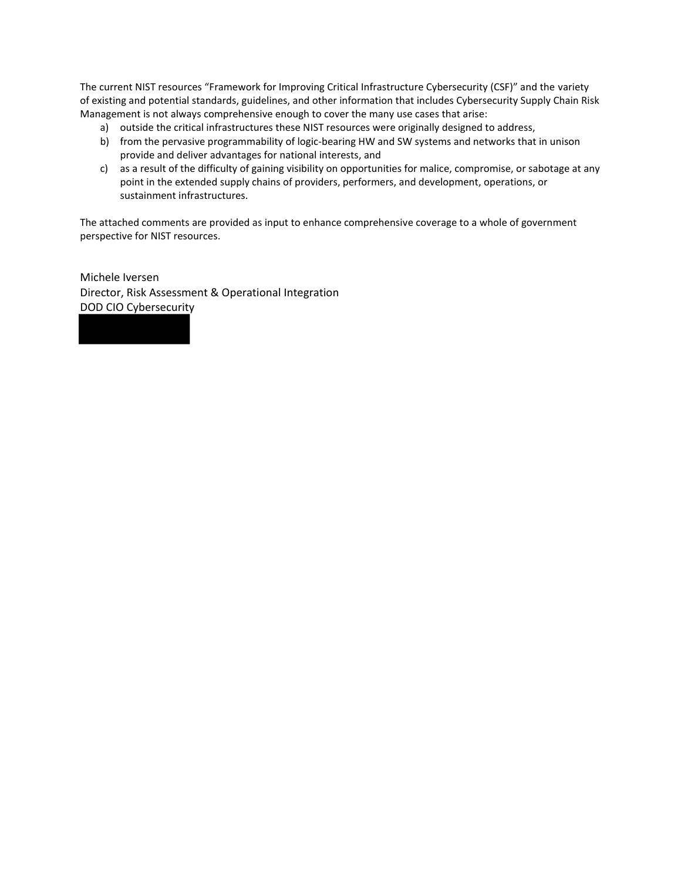The current NIST resources "Framework for Improving Critical Infrastructure Cybersecurity (CSF)" and the variety of existing and potential standards, guidelines, and other information that includes Cybersecurity Supply Chain Risk Management is not always comprehensive enough to cover the many use cases that arise:

a) outside the critical infrastructures these NIST resources were originally designed to address,
b) from the pervasive programmability of logic-bearing HW and SW systems and networks that in unison provide and deliver advantages for national interests, and
c) as a result of the difficulty of gaining visibility on opportunities for malice, compromise, or sabotage at any point in the extended supply chains of providers, performers, and development, operations, or sustainment infrastructures.

The attached comments are provided as input to enhance comprehensive coverage to a whole of government perspective for NIST resources.

Michele Iversen
Director, Risk Assessment & Operational Integration
DOD CIO Cybersecurity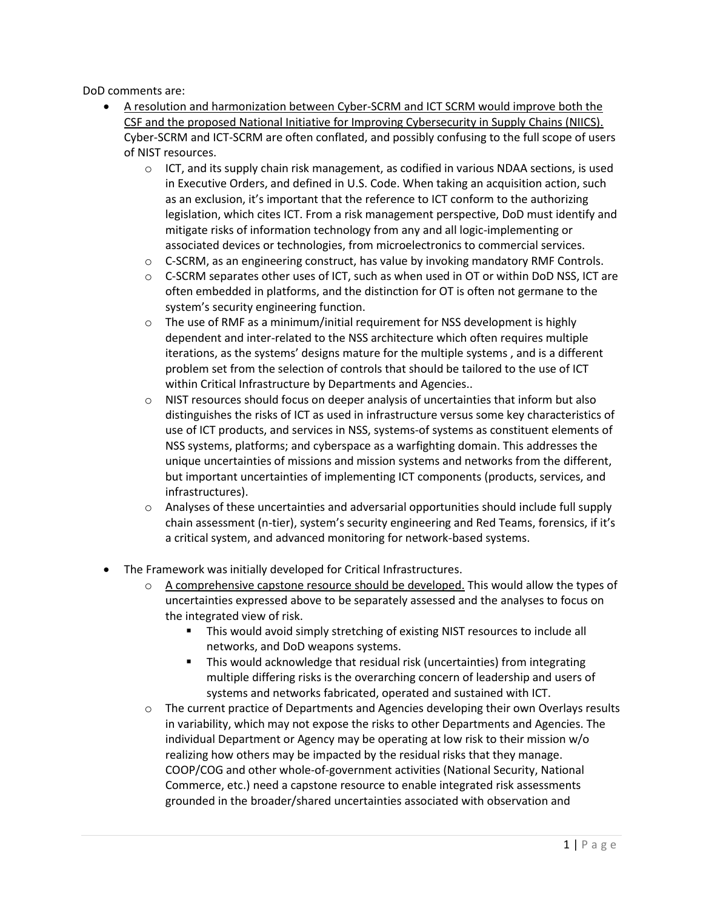DoD comments are:

- <u>A resolution and harmonization between Cyber-SCRM and ICT SCRM would improve both the CSF and the proposed National Initiative for Improving Cybersecurity in Supply Chains (NIICS).</u> Cyber-SCRM and ICT-SCRM are often conflated, and possibly confusing to the full scope of users of NIST resources.
    - ICT, and its supply chain risk management, as codified in various NDAA sections, is used in Executive Orders, and defined in U.S. Code. When taking an acquisition action, such as an exclusion, it's important that the reference to ICT conform to the authorizing legislation, which cites ICT. From a risk management perspective, DoD must identify and mitigate risks of information technology from any and all logic-implementing or associated devices or technologies, from microelectronics to commercial services.
    - C-SCRM, as an engineering construct, has value by invoking mandatory RMF Controls.
    - C-SCRM separates other uses of ICT, such as when used in OT or within DoD NSS, ICT are often embedded in platforms, and the distinction for OT is often not germane to the system's security engineering function.
    - The use of RMF as a minimum/initial requirement for NSS development is highly dependent and inter-related to the NSS architecture which often requires multiple iterations, as the systems' designs mature for the multiple systems , and is a different problem set from the selection of controls that should be tailored to the use of ICT within Critical Infrastructure by Departments and Agencies..
    - NIST resources should focus on deeper analysis of uncertainties that inform but also distinguishes the risks of ICT as used in infrastructure versus some key characteristics of use of ICT products, and services in NSS, systems-of systems as constituent elements of NSS systems, platforms; and cyberspace as a warfighting domain. This addresses the unique uncertainties of missions and mission systems and networks from the different, but important uncertainties of implementing ICT components (products, services, and infrastructures).
    - Analyses of these uncertainties and adversarial opportunities should include full supply chain assessment (n-tier), system's security engineering and Red Teams, forensics, if it's a critical system, and advanced monitoring for network-based systems.

- The Framework was initially developed for Critical Infrastructures.
    - <u>A comprehensive capstone resource should be developed.</u> This would allow the types of uncertainties expressed above to be separately assessed and the analyses to focus on the integrated view of risk.
        - This would avoid simply stretching of existing NIST resources to include all networks, and DoD weapons systems.
        - This would acknowledge that residual risk (uncertainties) from integrating multiple differing risks is the overarching concern of leadership and users of systems and networks fabricated, operated and sustained with ICT.
    - The current practice of Departments and Agencies developing their own Overlays results in variability, which may not expose the risks to other Departments and Agencies. The individual Department or Agency may be operating at low risk to their mission w/o realizing how others may be impacted by the residual risks that they manage. COOP/COG and other whole-of-government activities (National Security, National Commerce, etc.) need a capstone resource to enable integrated risk assessments grounded in the broader/shared uncertainties associated with observation and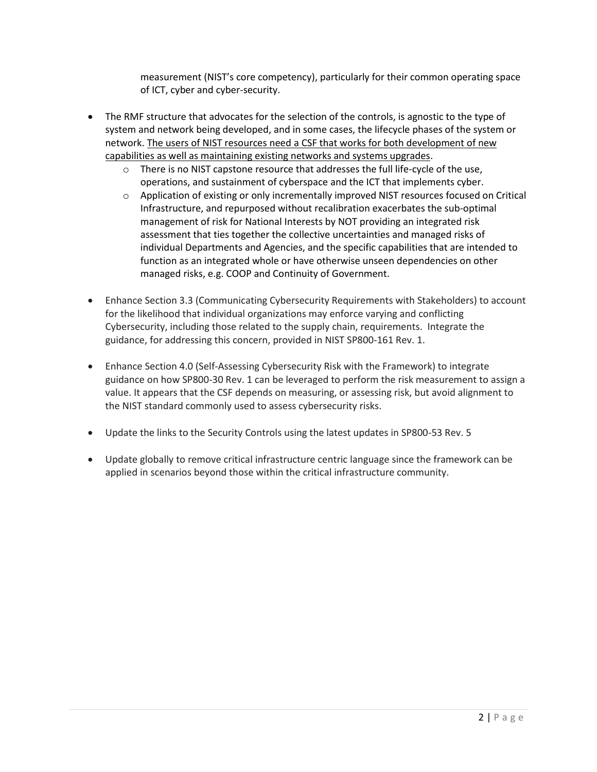measurement (NIST's core competency), particularly for their common operating space of ICT, cyber and cyber-security.

- The RMF structure that advocates for the selection of the controls, is agnostic to the type of system and network being developed, and in some cases, the lifecycle phases of the system or network. <u>The users of NIST resources need a CSF that works for both development of new capabilities as well as maintaining existing networks and systems upgrades</u>.
  - There is no NIST capstone resource that addresses the full life-cycle of the use, operations, and sustainment of cyberspace and the ICT that implements cyber.
  - Application of existing or only incrementally improved NIST resources focused on Critical Infrastructure, and repurposed without recalibration exacerbates the sub-optimal management of risk for National Interests by NOT providing an integrated risk assessment that ties together the collective uncertainties and managed risks of individual Departments and Agencies, and the specific capabilities that are intended to function as an integrated whole or have otherwise unseen dependencies on other managed risks, e.g. COOP and Continuity of Government.

- Enhance Section 3.3 (Communicating Cybersecurity Requirements with Stakeholders) to account for the likelihood that individual organizations may enforce varying and conflicting Cybersecurity, including those related to the supply chain, requirements. Integrate the guidance, for addressing this concern, provided in NIST SP800-161 Rev. 1.

- Enhance Section 4.0 (Self-Assessing Cybersecurity Risk with the Framework) to integrate guidance on how SP800-30 Rev. 1 can be leveraged to perform the risk measurement to assign a value. It appears that the CSF depends on measuring, or assessing risk, but avoid alignment to the NIST standard commonly used to assess cybersecurity risks.

- Update the links to the Security Controls using the latest updates in SP800-53 Rev. 5

- Update globally to remove critical infrastructure centric language since the framework can be applied in scenarios beyond those within the critical infrastructure community.